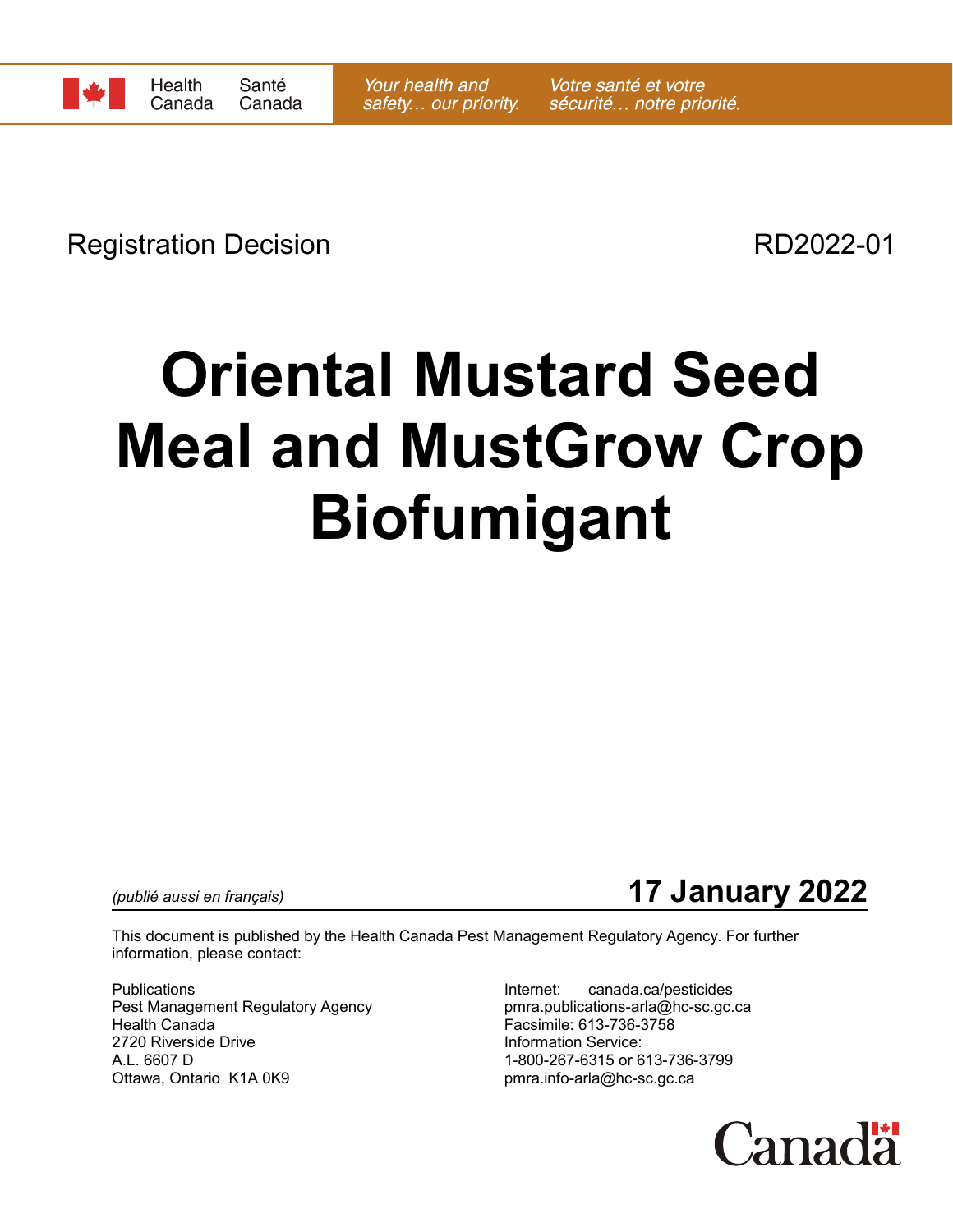Health Canada / Santé Canada — *Your health and safety… our priority.* / *Votre santé et votre sécurité… notre priorité.*

Registration Decision RD2022-01

# Oriental Mustard Seed Meal and MustGrow Crop Biofumigant

*(publié aussi en français)* **17 January 2022**

This document is published by the Health Canada Pest Management Regulatory Agency. For further information, please contact:

Publications
Pest Management Regulatory Agency
Health Canada
2720 Riverside Drive
A.L. 6607 D
Ottawa, Ontario K1A 0K9

Internet: canada.ca/pesticides
pmra.publications-arla@hc-sc.gc.ca
Facsimile: 613-736-3758
Information Service:
1-800-267-6315 or 613-736-3799
pmra.info-arla@hc-sc.gc.ca

Canada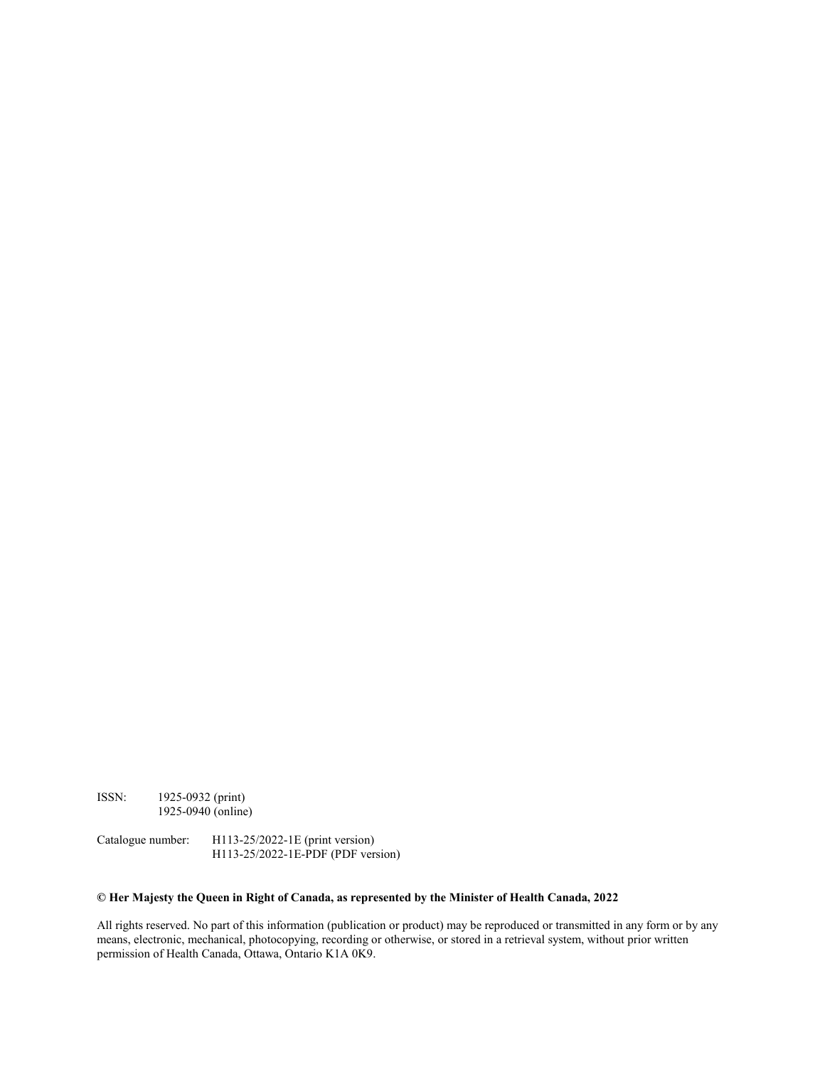ISSN: 1925-0932 (print)
1925-0940 (online)

Catalogue number: H113-25/2022-1E (print version)
H113-25/2022-1E-PDF (PDF version)

**© Her Majesty the Queen in Right of Canada, as represented by the Minister of Health Canada, 2022**

All rights reserved. No part of this information (publication or product) may be reproduced or transmitted in any form or by any means, electronic, mechanical, photocopying, recording or otherwise, or stored in a retrieval system, without prior written permission of Health Canada, Ottawa, Ontario K1A 0K9.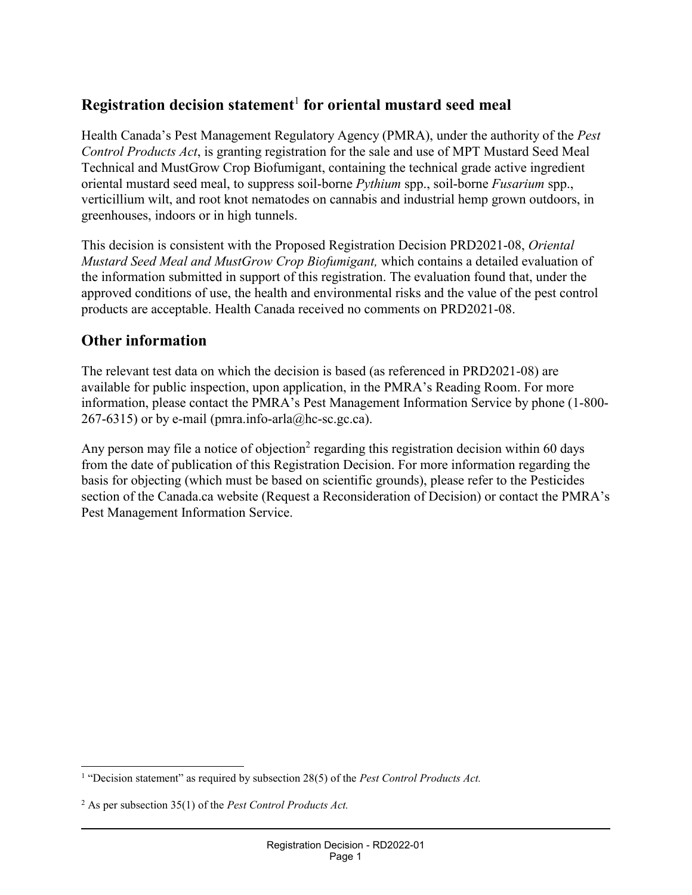## Registration decision statement[1] for oriental mustard seed meal

Health Canada's Pest Management Regulatory Agency (PMRA), under the authority of the *Pest Control Products Act*, is granting registration for the sale and use of MPT Mustard Seed Meal Technical and MustGrow Crop Biofumigant, containing the technical grade active ingredient oriental mustard seed meal, to suppress soil-borne *Pythium* spp., soil-borne *Fusarium* spp., verticillium wilt, and root knot nematodes on cannabis and industrial hemp grown outdoors, in greenhouses, indoors or in high tunnels.

This decision is consistent with the Proposed Registration Decision PRD2021-08, *Oriental Mustard Seed Meal and MustGrow Crop Biofumigant,* which contains a detailed evaluation of the information submitted in support of this registration. The evaluation found that, under the approved conditions of use, the health and environmental risks and the value of the pest control products are acceptable. Health Canada received no comments on PRD2021-08.

## Other information

The relevant test data on which the decision is based (as referenced in PRD2021-08) are available for public inspection, upon application, in the PMRA's Reading Room. For more information, please contact the PMRA's Pest Management Information Service by phone (1-800-267-6315) or by e-mail (pmra.info-arla@hc-sc.gc.ca).

Any person may file a notice of objection[2] regarding this registration decision within 60 days from the date of publication of this Registration Decision. For more information regarding the basis for objecting (which must be based on scientific grounds), please refer to the Pesticides section of the Canada.ca website (Request a Reconsideration of Decision) or contact the PMRA's Pest Management Information Service.

---

[1] "Decision statement" as required by subsection 28(5) of the *Pest Control Products Act.*

[2] As per subsection 35(1) of the *Pest Control Products Act.*